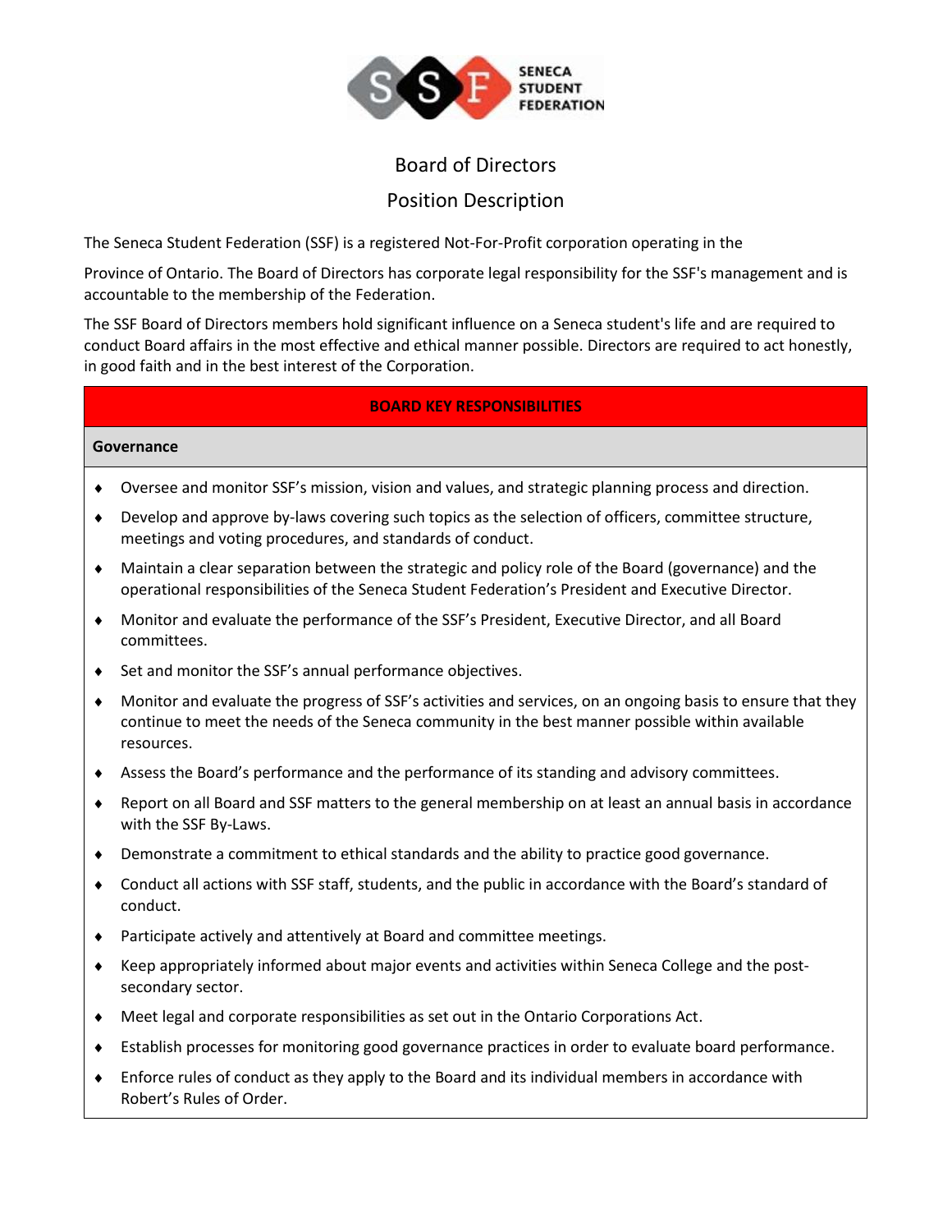SENECA STUDENT FEDERATION

# Board of Directors

## Position Description

The Seneca Student Federation (SSF) is a registered Not-For-Profit corporation operating in the

Province of Ontario. The Board of Directors has corporate legal responsibility for the SSF's management and is accountable to the membership of the Federation.

The SSF Board of Directors members hold significant influence on a Seneca student's life and are required to conduct Board affairs in the most effective and ethical manner possible. Directors are required to act honestly, in good faith and in the best interest of the Corporation.

### BOARD KEY RESPONSIBILITIES

**Governance**

- Oversee and monitor SSF's mission, vision and values, and strategic planning process and direction.
- Develop and approve by-laws covering such topics as the selection of officers, committee structure, meetings and voting procedures, and standards of conduct.
- Maintain a clear separation between the strategic and policy role of the Board (governance) and the operational responsibilities of the Seneca Student Federation's President and Executive Director.
- Monitor and evaluate the performance of the SSF's President, Executive Director, and all Board committees.
- Set and monitor the SSF's annual performance objectives.
- Monitor and evaluate the progress of SSF's activities and services, on an ongoing basis to ensure that they continue to meet the needs of the Seneca community in the best manner possible within available resources.
- Assess the Board's performance and the performance of its standing and advisory committees.
- Report on all Board and SSF matters to the general membership on at least an annual basis in accordance with the SSF By-Laws.
- Demonstrate a commitment to ethical standards and the ability to practice good governance.
- Conduct all actions with SSF staff, students, and the public in accordance with the Board's standard of conduct.
- Participate actively and attentively at Board and committee meetings.
- Keep appropriately informed about major events and activities within Seneca College and the post-secondary sector.
- Meet legal and corporate responsibilities as set out in the Ontario Corporations Act.
- Establish processes for monitoring good governance practices in order to evaluate board performance.
- Enforce rules of conduct as they apply to the Board and its individual members in accordance with Robert's Rules of Order.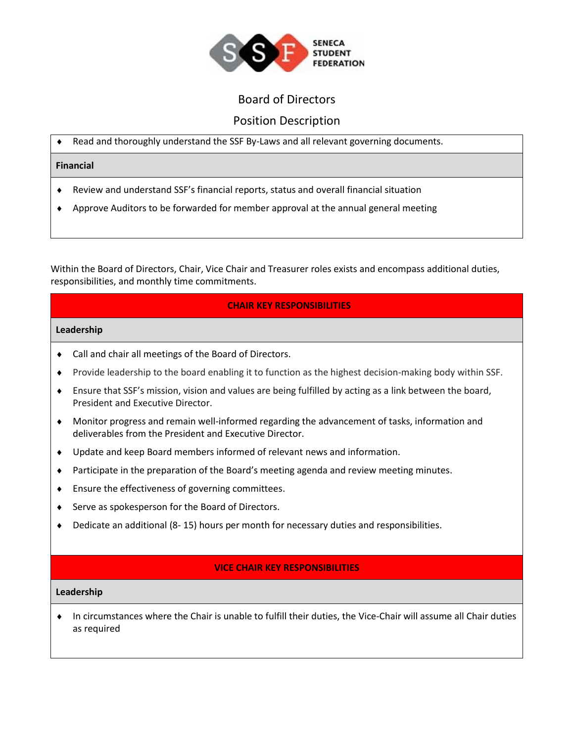Board of Directors

Position Description

- Read and thoroughly understand the SSF By-Laws and all relevant governing documents.

**Financial**

- Review and understand SSF's financial reports, status and overall financial situation
- Approve Auditors to be forwarded for member approval at the annual general meeting

Within the Board of Directors, Chair, Vice Chair and Treasurer roles exists and encompass additional duties, responsibilities, and monthly time commitments.

## CHAIR KEY RESPONSIBILITIES

**Leadership**

- Call and chair all meetings of the Board of Directors.
- Provide leadership to the board enabling it to function as the highest decision-making body within SSF.
- Ensure that SSF's mission, vision and values are being fulfilled by acting as a link between the board, President and Executive Director.
- Monitor progress and remain well-informed regarding the advancement of tasks, information and deliverables from the President and Executive Director.
- Update and keep Board members informed of relevant news and information.
- Participate in the preparation of the Board's meeting agenda and review meeting minutes.
- Ensure the effectiveness of governing committees.
- Serve as spokesperson for the Board of Directors.
- Dedicate an additional (8- 15) hours per month for necessary duties and responsibilities.

## VICE CHAIR KEY RESPONSIBILITIES

**Leadership**

- In circumstances where the Chair is unable to fulfill their duties, the Vice-Chair will assume all Chair duties as required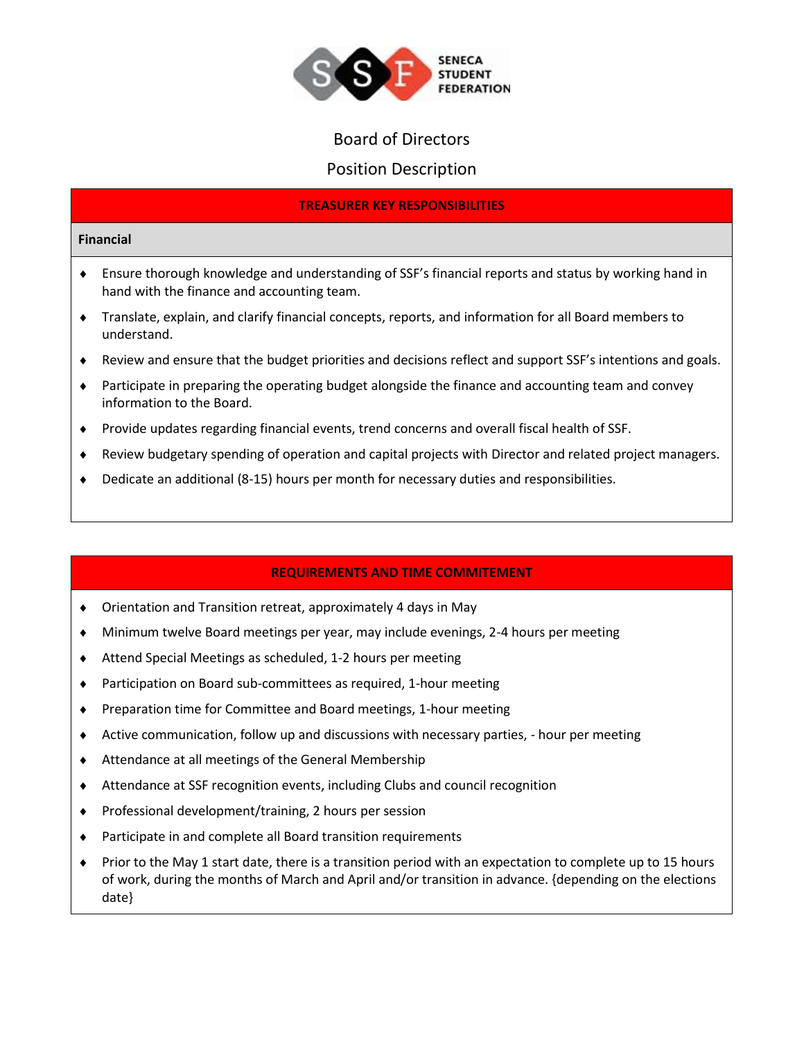SENECA STUDENT FEDERATION

# Board of Directors

## Position Description

### TREASURER KEY RESPONSIBILITIES

**Financial**

- Ensure thorough knowledge and understanding of SSF's financial reports and status by working hand in hand with the finance and accounting team.
- Translate, explain, and clarify financial concepts, reports, and information for all Board members to understand.
- Review and ensure that the budget priorities and decisions reflect and support SSF's intentions and goals.
- Participate in preparing the operating budget alongside the finance and accounting team and convey information to the Board.
- Provide updates regarding financial events, trend concerns and overall fiscal health of SSF.
- Review budgetary spending of operation and capital projects with Director and related project managers.
- Dedicate an additional (8-15) hours per month for necessary duties and responsibilities.

### REQUIREMENTS AND TIME COMMITEMENT

- Orientation and Transition retreat, approximately 4 days in May
- Minimum twelve Board meetings per year, may include evenings, 2-4 hours per meeting
- Attend Special Meetings as scheduled, 1-2 hours per meeting
- Participation on Board sub-committees as required, 1-hour meeting
- Preparation time for Committee and Board meetings, 1-hour meeting
- Active communication, follow up and discussions with necessary parties, - hour per meeting
- Attendance at all meetings of the General Membership
- Attendance at SSF recognition events, including Clubs and council recognition
- Professional development/training, 2 hours per session
- Participate in and complete all Board transition requirements
- Prior to the May 1 start date, there is a transition period with an expectation to complete up to 15 hours of work, during the months of March and April and/or transition in advance. {depending on the elections date}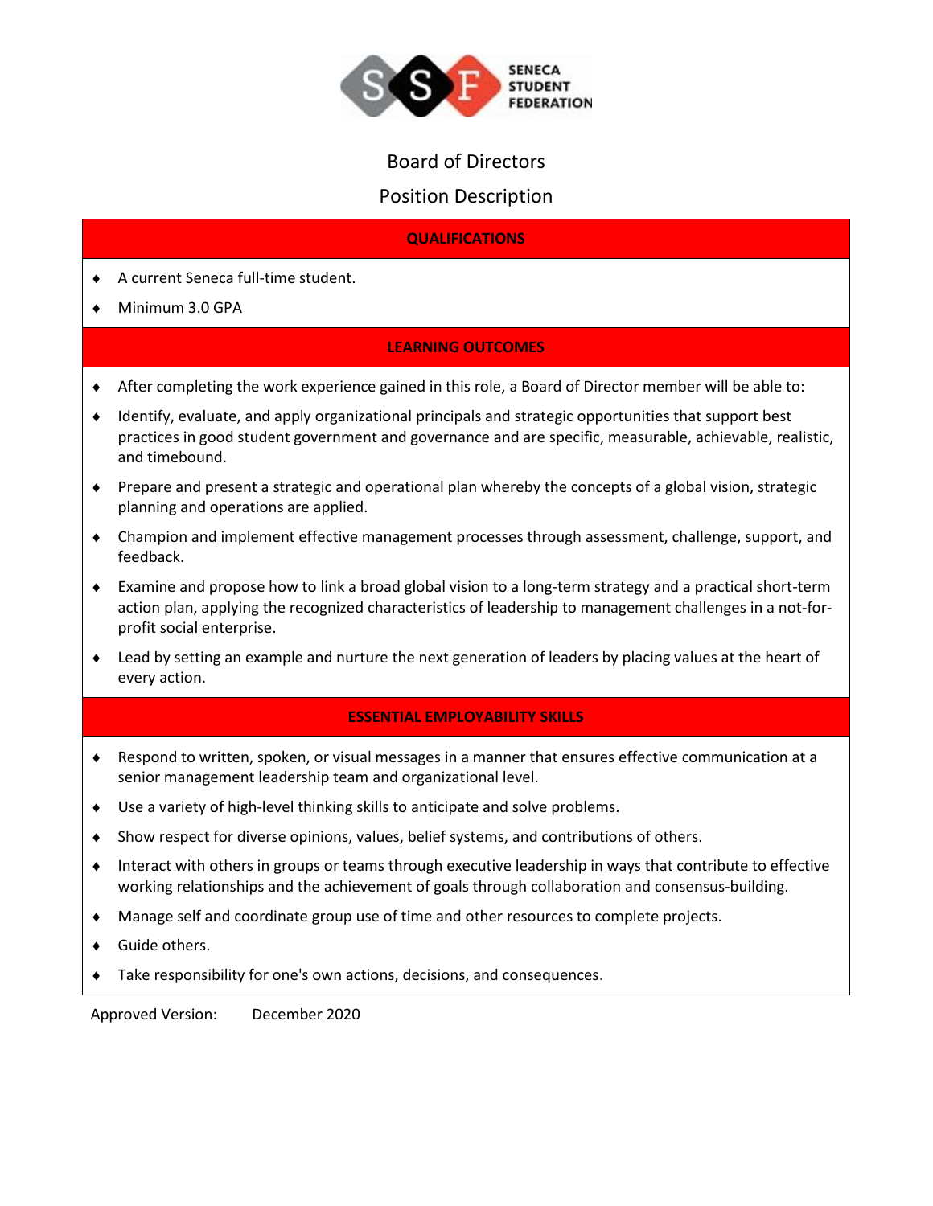SENECA STUDENT FEDERATION

# Board of Directors

## Position Description

### QUALIFICATIONS

- A current Seneca full-time student.
- Minimum 3.0 GPA

### LEARNING OUTCOMES

- After completing the work experience gained in this role, a Board of Director member will be able to:
- Identify, evaluate, and apply organizational principals and strategic opportunities that support best practices in good student government and governance and are specific, measurable, achievable, realistic, and timebound.
- Prepare and present a strategic and operational plan whereby the concepts of a global vision, strategic planning and operations are applied.
- Champion and implement effective management processes through assessment, challenge, support, and feedback.
- Examine and propose how to link a broad global vision to a long-term strategy and a practical short-term action plan, applying the recognized characteristics of leadership to management challenges in a not-for-profit social enterprise.
- Lead by setting an example and nurture the next generation of leaders by placing values at the heart of every action.

### ESSENTIAL EMPLOYABILITY SKILLS

- Respond to written, spoken, or visual messages in a manner that ensures effective communication at a senior management leadership team and organizational level.
- Use a variety of high-level thinking skills to anticipate and solve problems.
- Show respect for diverse opinions, values, belief systems, and contributions of others.
- Interact with others in groups or teams through executive leadership in ways that contribute to effective working relationships and the achievement of goals through collaboration and consensus-building.
- Manage self and coordinate group use of time and other resources to complete projects.
- Guide others.
- Take responsibility for one's own actions, decisions, and consequences.

Approved Version: December 2020